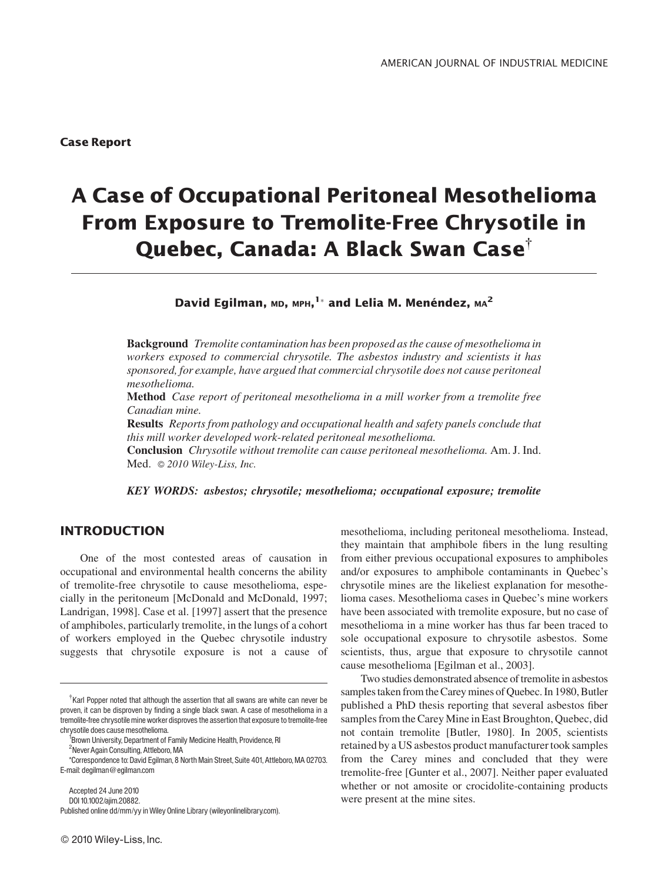**Case Report**

# A Case of Occupational Peritoneal Mesothelioma From Exposure to Tremolite-Free Chrysotile in Quebec, Canada: A Black Swan Case[†]

**David Egilman, MD, MPH,[1]* and Lelia M. Menéndez, MA[2]**

**Background** *Tremolite contamination has been proposed as the cause of mesothelioma in workers exposed to commercial chrysotile. The asbestos industry and scientists it has sponsored, for example, have argued that commercial chrysotile does not cause peritoneal mesothelioma.*

**Method** *Case report of peritoneal mesothelioma in a mill worker from a tremolite free Canadian mine.*

**Results** *Reports from pathology and occupational health and safety panels conclude that this mill worker developed work-related peritoneal mesothelioma.*

**Conclusion** *Chrysotile without tremolite can cause peritoneal mesothelioma.* Am. J. Ind. Med. *© 2010 Wiley-Liss, Inc.*

***KEY WORDS: asbestos; chrysotile; mesothelioma; occupational exposure; tremolite***

## INTRODUCTION

One of the most contested areas of causation in occupational and environmental health concerns the ability of tremolite-free chrysotile to cause mesothelioma, especially in the peritoneum [McDonald and McDonald, 1997; Landrigan, 1998]. Case et al. [1997] assert that the presence of amphiboles, particularly tremolite, in the lungs of a cohort of workers employed in the Quebec chrysotile industry suggests that chrysotile exposure is not a cause of mesothelioma, including peritoneal mesothelioma. Instead, they maintain that amphibole fibers in the lung resulting from either previous occupational exposures to amphiboles and/or exposures to amphibole contaminants in Quebec's chrysotile mines are the likeliest explanation for mesothelioma cases. Mesothelioma cases in Quebec's mine workers have been associated with tremolite exposure, but no case of mesothelioma in a mine worker has thus far been traced to sole occupational exposure to chrysotile asbestos. Some scientists, thus, argue that exposure to chrysotile cannot cause mesothelioma [Egilman et al., 2003].

Two studies demonstrated absence of tremolite in asbestos samples taken from the Carey mines of Quebec. In 1980, Butler published a PhD thesis reporting that several asbestos fiber samples from the Carey Mine in East Broughton, Quebec, did not contain tremolite [Butler, 1980]. In 2005, scientists retained by a US asbestos product manufacturer took samples from the Carey mines and concluded that they were tremolite-free [Gunter et al., 2007]. Neither paper evaluated whether or not amosite or crocidolite-containing products were present at the mine sites.

---

[†]Karl Popper noted that although the assertion that all swans are white can never be proven, it can be disproven by finding a single black swan. A case of mesothelioma in a tremolite-free chrysotile mine worker disproves the assertion that exposure to tremolite-free chrysotile does cause mesothelioma.

[1]Brown University, Department of Family Medicine Health, Providence, RI

[2]Never Again Consulting, Attleboro, MA

*Correspondence to: David Egilman, 8 North Main Street, Suite 401, Attleboro, MA 02703. E-mail: degilman@egilman.com

Accepted 24 June 2010
DOI 10.1002/ajim.20882.
Published online dd/mm/yy in Wiley Online Library (wileyonlinelibrary.com).

© 2010 Wiley-Liss, Inc.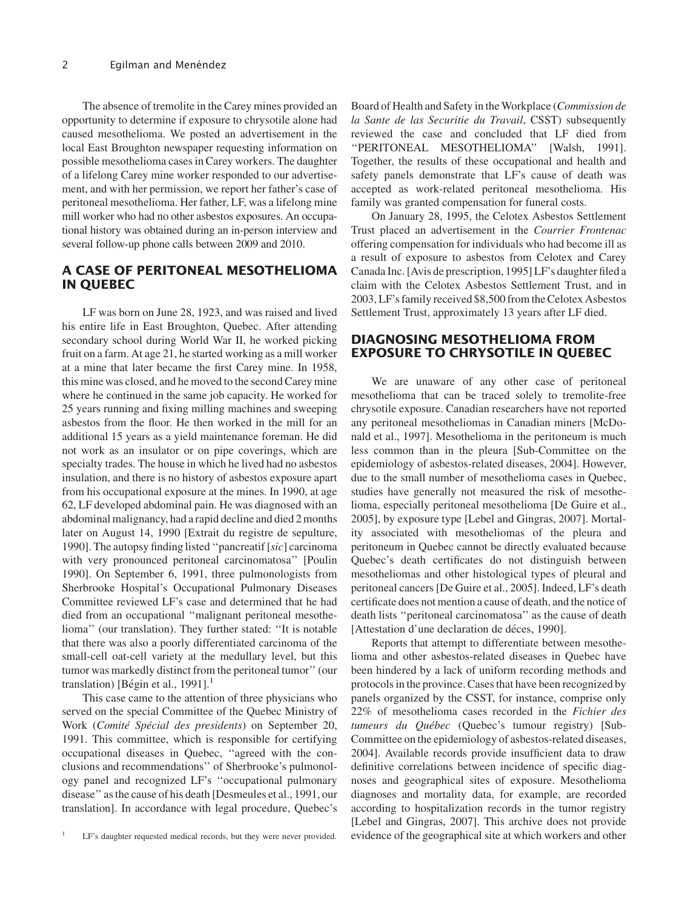The absence of tremolite in the Carey mines provided an opportunity to determine if exposure to chrysotile alone had caused mesothelioma. We posted an advertisement in the local East Broughton newspaper requesting information on possible mesothelioma cases in Carey workers. The daughter of a lifelong Carey mine worker responded to our advertisement, and with her permission, we report her father's case of peritoneal mesothelioma. Her father, LF, was a lifelong mine mill worker who had no other asbestos exposures. An occupational history was obtained during an in-person interview and several follow-up phone calls between 2009 and 2010.

## A CASE OF PERITONEAL MESOTHELIOMA IN QUEBEC

LF was born on June 28, 1923, and was raised and lived his entire life in East Broughton, Quebec. After attending secondary school during World War II, he worked picking fruit on a farm. At age 21, he started working as a mill worker at a mine that later became the first Carey mine. In 1958, this mine was closed, and he moved to the second Carey mine where he continued in the same job capacity. He worked for 25 years running and fixing milling machines and sweeping asbestos from the floor. He then worked in the mill for an additional 15 years as a yield maintenance foreman. He did not work as an insulator or on pipe coverings, which are specialty trades. The house in which he lived had no asbestos insulation, and there is no history of asbestos exposure apart from his occupational exposure at the mines. In 1990, at age 62, LF developed abdominal pain. He was diagnosed with an abdominal malignancy, had a rapid decline and died 2 months later on August 14, 1990 [Extrait du registre de sepulture, 1990]. The autopsy finding listed ''pancreatif [*sic*] carcinoma with very pronounced peritoneal carcinomatosa'' [Poulin 1990]. On September 6, 1991, three pulmonologists from Sherbrooke Hospital's Occupational Pulmonary Diseases Committee reviewed LF's case and determined that he had died from an occupational ''malignant peritoneal mesothelioma'' (our translation). They further stated: ''It is notable that there was also a poorly differentiated carcinoma of the small-cell oat-cell variety at the medullary level, but this tumor was markedly distinct from the peritoneal tumor'' (our translation) [Bégin et al., 1991].[1]

This case came to the attention of three physicians who served on the special Committee of the Quebec Ministry of Work (*Comité Spécial des presidents*) on September 20, 1991. This committee, which is responsible for certifying occupational diseases in Quebec, ''agreed with the conclusions and recommendations'' of Sherbrooke's pulmonology panel and recognized LF's ''occupational pulmonary disease'' as the cause of his death [Desmeules et al., 1991, our translation]. In accordance with legal procedure, Quebec's Board of Health and Safety in the Workplace (*Commission de la Sante de las Securitie du Travail*, CSST) subsequently reviewed the case and concluded that LF died from ''PERITONEAL MESOTHELIOMA'' [Walsh, 1991]. Together, the results of these occupational and health and safety panels demonstrate that LF's cause of death was accepted as work-related peritoneal mesothelioma. His family was granted compensation for funeral costs.

On January 28, 1995, the Celotex Asbestos Settlement Trust placed an advertisement in the *Courrier Frontenac* offering compensation for individuals who had become ill as a result of exposure to asbestos from Celotex and Carey Canada Inc. [Avis de prescription, 1995] LF's daughter filed a claim with the Celotex Asbestos Settlement Trust, and in 2003, LF's family received $8,500 from the Celotex Asbestos Settlement Trust, approximately 13 years after LF died.

## DIAGNOSING MESOTHELIOMA FROM EXPOSURE TO CHRYSOTILE IN QUEBEC

We are unaware of any other case of peritoneal mesothelioma that can be traced solely to tremolite-free chrysotile exposure. Canadian researchers have not reported any peritoneal mesotheliomas in Canadian miners [McDonald et al., 1997]. Mesothelioma in the peritoneum is much less common than in the pleura [Sub-Committee on the epidemiology of asbestos-related diseases, 2004]. However, due to the small number of mesothelioma cases in Quebec, studies have generally not measured the risk of mesothelioma, especially peritoneal mesothelioma [De Guire et al., 2005], by exposure type [Lebel and Gingras, 2007]. Mortality associated with mesotheliomas of the pleura and peritoneum in Quebec cannot be directly evaluated because Quebec's death certificates do not distinguish between mesotheliomas and other histological types of pleural and peritoneal cancers [De Guire et al., 2005]. Indeed, LF's death certificate does not mention a cause of death, and the notice of death lists ''peritoneal carcinomatosa'' as the cause of death [Attestation d'une declaration de déces, 1990].

Reports that attempt to differentiate between mesothelioma and other asbestos-related diseases in Quebec have been hindered by a lack of uniform recording methods and protocols in the province. Cases that have been recognized by panels organized by the CSST, for instance, comprise only 22% of mesothelioma cases recorded in the *Fichier des tumeurs du Québec* (Quebec's tumour registry) [Sub-Committee on the epidemiology of asbestos-related diseases, 2004]. Available records provide insufficient data to draw definitive correlations between incidence of specific diagnoses and geographical sites of exposure. Mesothelioma diagnoses and mortality data, for example, are recorded according to hospitalization records in the tumor registry [Lebel and Gingras, 2007]. This archive does not provide evidence of the geographical site at which workers and other

[1] LF's daughter requested medical records, but they were never provided.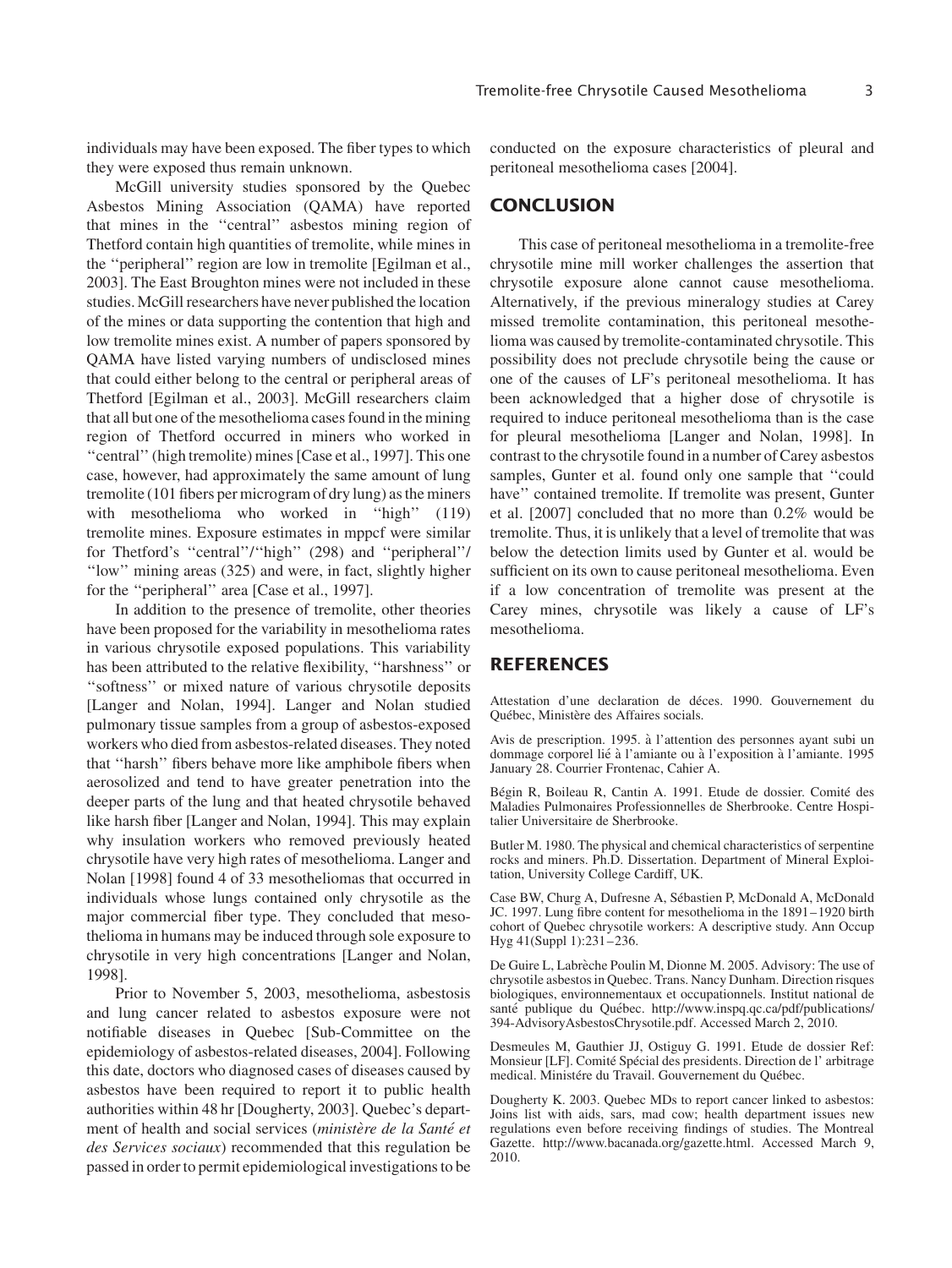individuals may have been exposed. The fiber types to which they were exposed thus remain unknown.

McGill university studies sponsored by the Quebec Asbestos Mining Association (QAMA) have reported that mines in the ''central'' asbestos mining region of Thetford contain high quantities of tremolite, while mines in the ''peripheral'' region are low in tremolite [Egilman et al., 2003]. The East Broughton mines were not included in these studies. McGill researchers have never published the location of the mines or data supporting the contention that high and low tremolite mines exist. A number of papers sponsored by QAMA have listed varying numbers of undisclosed mines that could either belong to the central or peripheral areas of Thetford [Egilman et al., 2003]. McGill researchers claim that all but one of the mesothelioma cases found in the mining region of Thetford occurred in miners who worked in ''central'' (high tremolite) mines [Case et al., 1997]. This one case, however, had approximately the same amount of lung tremolite (101 fibers per microgram of dry lung) as the miners with mesothelioma who worked in ''high'' (119) tremolite mines. Exposure estimates in mppcf were similar for Thetford's ''central''/''high'' (298) and ''peripheral''/''low'' mining areas (325) and were, in fact, slightly higher for the ''peripheral'' area [Case et al., 1997].

In addition to the presence of tremolite, other theories have been proposed for the variability in mesothelioma rates in various chrysotile exposed populations. This variability has been attributed to the relative flexibility, ''harshness'' or ''softness'' or mixed nature of various chrysotile deposits [Langer and Nolan, 1994]. Langer and Nolan studied pulmonary tissue samples from a group of asbestos-exposed workers who died from asbestos-related diseases. They noted that ''harsh'' fibers behave more like amphibole fibers when aerosolized and tend to have greater penetration into the deeper parts of the lung and that heated chrysotile behaved like harsh fiber [Langer and Nolan, 1994]. This may explain why insulation workers who removed previously heated chrysotile have very high rates of mesothelioma. Langer and Nolan [1998] found 4 of 33 mesotheliomas that occurred in individuals whose lungs contained only chrysotile as the major commercial fiber type. They concluded that mesothelioma in humans may be induced through sole exposure to chrysotile in very high concentrations [Langer and Nolan, 1998].

Prior to November 5, 2003, mesothelioma, asbestosis and lung cancer related to asbestos exposure were not notifiable diseases in Quebec [Sub-Committee on the epidemiology of asbestos-related diseases, 2004]. Following this date, doctors who diagnosed cases of diseases caused by asbestos have been required to report it to public health authorities within 48 hr [Dougherty, 2003]. Quebec's department of health and social services (*ministère de la Santé et des Services sociaux*) recommended that this regulation be passed in order to permit epidemiological investigations to be conducted on the exposure characteristics of pleural and peritoneal mesothelioma cases [2004].

## CONCLUSION

This case of peritoneal mesothelioma in a tremolite-free chrysotile mine mill worker challenges the assertion that chrysotile exposure alone cannot cause mesothelioma. Alternatively, if the previous mineralogy studies at Carey missed tremolite contamination, this peritoneal mesothelioma was caused by tremolite-contaminated chrysotile. This possibility does not preclude chrysotile being the cause or one of the causes of LF's peritoneal mesothelioma. It has been acknowledged that a higher dose of chrysotile is required to induce peritoneal mesothelioma than is the case for pleural mesothelioma [Langer and Nolan, 1998]. In contrast to the chrysotile found in a number of Carey asbestos samples, Gunter et al. found only one sample that ''could have'' contained tremolite. If tremolite was present, Gunter et al. [2007] concluded that no more than 0.2% would be tremolite. Thus, it is unlikely that a level of tremolite that was below the detection limits used by Gunter et al. would be sufficient on its own to cause peritoneal mesothelioma. Even if a low concentration of tremolite was present at the Carey mines, chrysotile was likely a cause of LF's mesothelioma.

## REFERENCES

Attestation d'une declaration de déces. 1990. Gouvernement du Québec, Ministère des Affaires socials.

Avis de prescription. 1995. à l'attention des personnes ayant subi un dommage corporel lié à l'amiante ou à l'exposition à l'amiante. 1995 January 28. Courrier Frontenac, Cahier A.

Bégin R, Boileau R, Cantin A. 1991. Etude de dossier. Comité des Maladies Pulmonaires Professionnelles de Sherbrooke. Centre Hospitalier Universitaire de Sherbrooke.

Butler M. 1980. The physical and chemical characteristics of serpentine rocks and miners. Ph.D. Dissertation. Department of Mineral Exploitation, University College Cardiff, UK.

Case BW, Churg A, Dufresne A, Sébastien P, McDonald A, McDonald JC. 1997. Lung fibre content for mesothelioma in the 1891–1920 birth cohort of Quebec chrysotile workers: A descriptive study. Ann Occup Hyg 41(Suppl 1):231–236.

De Guire L, Labrèche Poulin M, Dionne M. 2005. Advisory: The use of chrysotile asbestos in Quebec. Trans. Nancy Dunham. Direction risques biologiques, environnementaux et occupationnels. Institut national de santé publique du Québec. http://www.inspq.qc.ca/pdf/publications/394-AdvisoryAsbestosChrysotile.pdf. Accessed March 2, 2010.

Desmeules M, Gauthier JJ, Ostiguy G. 1991. Etude de dossier Ref: Monsieur [LF]. Comité Spécial des presidents. Direction de l' arbitrage medical. Ministére du Travail. Gouvernement du Québec.

Dougherty K. 2003. Quebec MDs to report cancer linked to asbestos: Joins list with aids, sars, mad cow; health department issues new regulations even before receiving findings of studies. The Montreal Gazette. http://www.bacanada.org/gazette.html. Accessed March 9, 2010.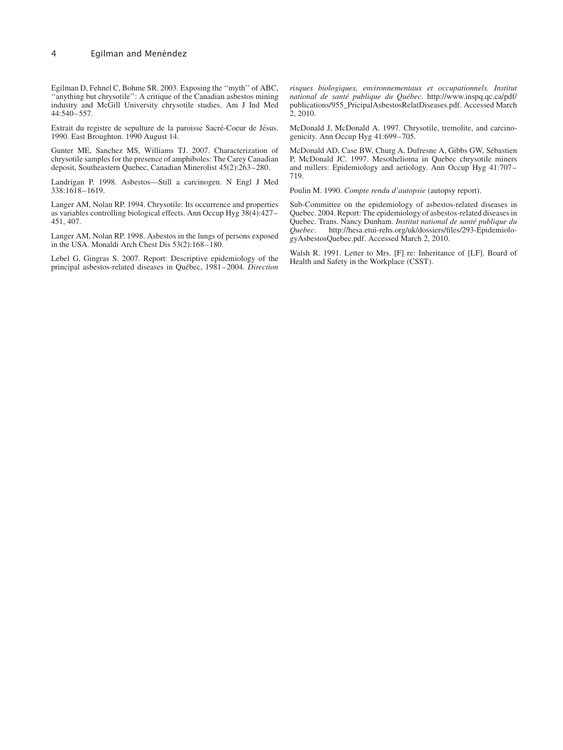Egilman D, Fehnel C, Bohme SR. 2003. Exposing the ''myth'' of ABC, ''anything but chrysotile'': A critique of the Canadian asbestos mining industry and McGill University chrysotile studies. Am J Ind Med 44:540–557.

Extrait du registre de sepulture de la paroisse Sacré-Coeur de Jésus. 1990. East Broughton. 1990 August 14.

Gunter ME, Sanchez MS, Williams TJ. 2007. Characterization of chrysotile samples for the presence of amphiboles: The Carey Canadian deposit, Southeastern Quebec, Canadian Minerolist 45(2):263–280.

Landrigan P. 1998. Asbestos—Still a carcinogen. N Engl J Med 338:1618–1619.

Langer AM, Nolan RP. 1994. Chrysotile: Its occurrence and properties as variables controlling biological effects. Ann Occup Hyg 38(4):427–451, 407.

Langer AM, Nolan RP. 1998. Asbestos in the lungs of persons exposed in the USA. Monaldi Arch Chest Dis 53(2):168–180.

Lebel G, Gingras S. 2007. Report: Descriptive epidemiology of the principal asbestos-related diseases in Québec, 1981–2004. *Direction risques biologiques, environnementaux et occupationnels. Institut national de santé publique du Québec*. http://www.inspq.qc.ca/pdf/publications/955_PricipalAsbestosRelatDiseases.pdf. Accessed March 2, 2010.

McDonald J, McDonald A. 1997. Chrysotile, tremolite, and carcinogenicity. Ann Occup Hyg 41:699–705.

McDonald AD, Case BW, Churg A, Dufresne A, Gibbs GW, Sébastien P, McDonald JC. 1997. Mesothelioma in Quebec chrysotile miners and millers: Epidemiology and aetiology. Ann Occup Hyg 41:707–719.

Poulin M. 1990. *Compte rendu d'autopsie* (autopsy report).

Sub-Committee on the epidemiology of asbestos-related diseases in Quebec. 2004. Report: The epidemiology of asbestos-related diseases in Quebec. Trans. Nancy Dunham. *Institut national de santé publique du Quebec*. http://hesa.etui-rehs.org/uk/dossiers/files/293-EpidemiologyAsbestosQuebec.pdf. Accessed March 2, 2010.

Walsh R. 1991. Letter to Mrs. [F] re: Inheritance of [LF]. Board of Health and Safety in the Workplace (CSST).